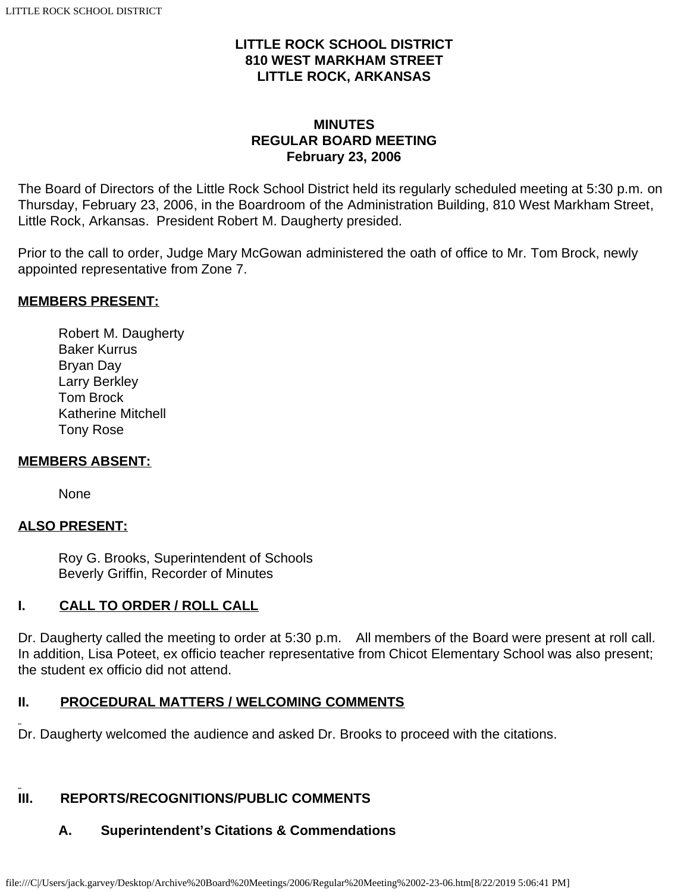# LITTLE ROCK SCHOOL DISTRICT
## 810 WEST MARKHAM STREET
## LITTLE ROCK, ARKANSAS

## MINUTES
## REGULAR BOARD MEETING
## February 23, 2006

The Board of Directors of the Little Rock School District held its regularly scheduled meeting at 5:30 p.m. on Thursday, February 23, 2006, in the Boardroom of the Administration Building, 810 West Markham Street, Little Rock, Arkansas. President Robert M. Daugherty presided.

Prior to the call to order, Judge Mary McGowan administered the oath of office to Mr. Tom Brock, newly appointed representative from Zone 7.

**MEMBERS PRESENT:**

Robert M. Daugherty
Baker Kurrus
Bryan Day
Larry Berkley
Tom Brock
Katherine Mitchell
Tony Rose

**MEMBERS ABSENT:**

None

**ALSO PRESENT:**

Roy G. Brooks, Superintendent of Schools
Beverly Griffin, Recorder of Minutes

## I. CALL TO ORDER / ROLL CALL

Dr. Daugherty called the meeting to order at 5:30 p.m. All members of the Board were present at roll call. In addition, Lisa Poteet, ex officio teacher representative from Chicot Elementary School was also present; the student ex officio did not attend.

## II. PROCEDURAL MATTERS / WELCOMING COMMENTS

Dr. Daugherty welcomed the audience and asked Dr. Brooks to proceed with the citations.

## III. REPORTS/RECOGNITIONS/PUBLIC COMMENTS

### A. Superintendent's Citations & Commendations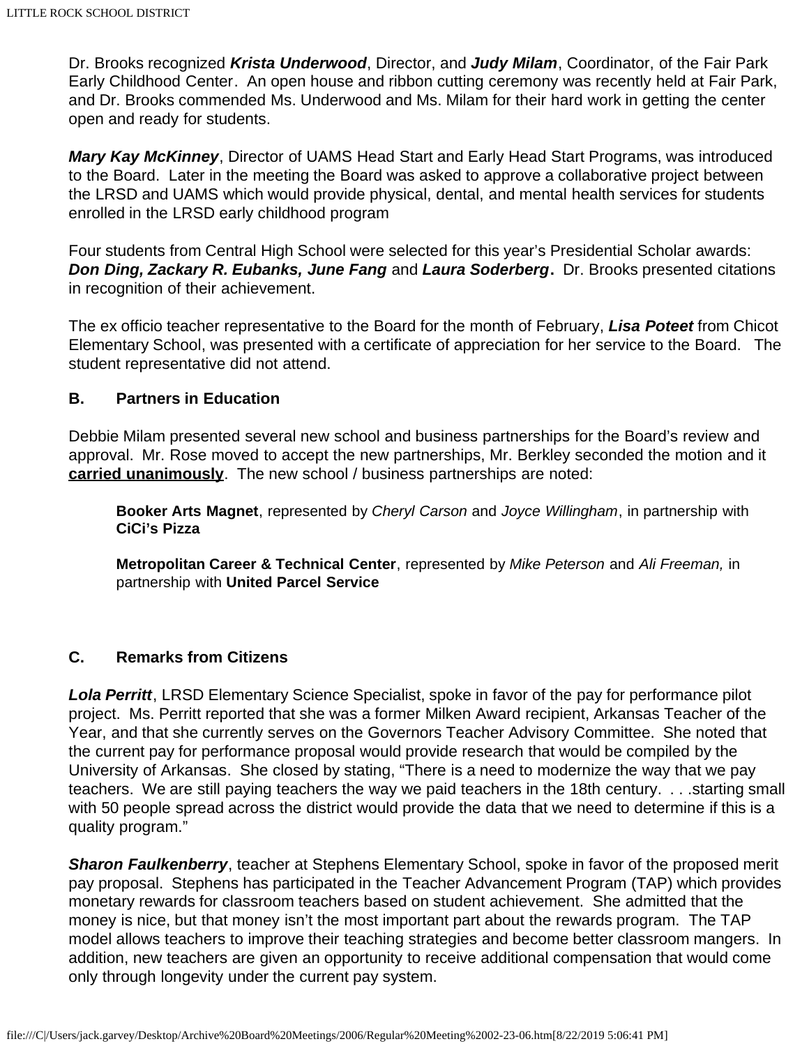Dr. Brooks recognized ***Krista Underwood***, Director, and ***Judy Milam***, Coordinator, of the Fair Park Early Childhood Center. An open house and ribbon cutting ceremony was recently held at Fair Park, and Dr. Brooks commended Ms. Underwood and Ms. Milam for their hard work in getting the center open and ready for students.

***Mary Kay McKinney***, Director of UAMS Head Start and Early Head Start Programs, was introduced to the Board. Later in the meeting the Board was asked to approve a collaborative project between the LRSD and UAMS which would provide physical, dental, and mental health services for students enrolled in the LRSD early childhood program

Four students from Central High School were selected for this year's Presidential Scholar awards: ***Don Ding, Zackary R. Eubanks, June Fang*** and ***Laura Soderberg*****.** Dr. Brooks presented citations in recognition of their achievement.

The ex officio teacher representative to the Board for the month of February, ***Lisa Poteet*** from Chicot Elementary School, was presented with a certificate of appreciation for her service to the Board. The student representative did not attend.

**B. Partners in Education**

Debbie Milam presented several new school and business partnerships for the Board's review and approval. Mr. Rose moved to accept the new partnerships, Mr. Berkley seconded the motion and it **carried unanimously**. The new school / business partnerships are noted:

> **Booker Arts Magnet**, represented by *Cheryl Carson* and *Joyce Willingham*, in partnership with **CiCi's Pizza**
>
> **Metropolitan Career & Technical Center**, represented by *Mike Peterson* and *Ali Freeman,* in partnership with **United Parcel Service**

**C. Remarks from Citizens**

***Lola Perritt***, LRSD Elementary Science Specialist, spoke in favor of the pay for performance pilot project. Ms. Perritt reported that she was a former Milken Award recipient, Arkansas Teacher of the Year, and that she currently serves on the Governors Teacher Advisory Committee. She noted that the current pay for performance proposal would provide research that would be compiled by the University of Arkansas. She closed by stating, "There is a need to modernize the way that we pay teachers. We are still paying teachers the way we paid teachers in the 18th century. . . .starting small with 50 people spread across the district would provide the data that we need to determine if this is a quality program."

***Sharon Faulkenberry***, teacher at Stephens Elementary School, spoke in favor of the proposed merit pay proposal. Stephens has participated in the Teacher Advancement Program (TAP) which provides monetary rewards for classroom teachers based on student achievement. She admitted that the money is nice, but that money isn't the most important part about the rewards program. The TAP model allows teachers to improve their teaching strategies and become better classroom mangers. In addition, new teachers are given an opportunity to receive additional compensation that would come only through longevity under the current pay system.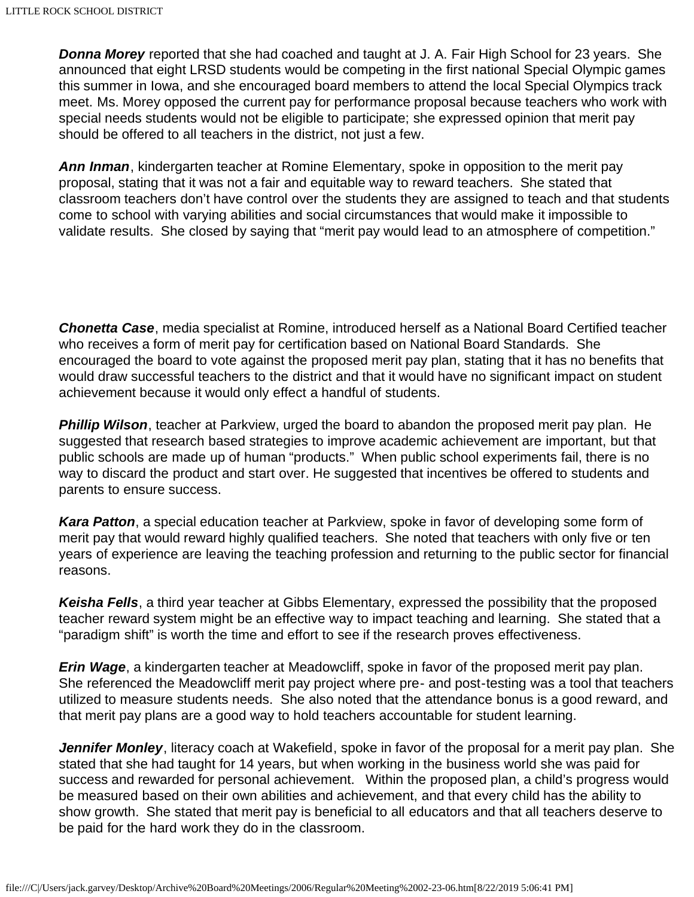***Donna Morey*** reported that she had coached and taught at J. A. Fair High School for 23 years. She announced that eight LRSD students would be competing in the first national Special Olympic games this summer in Iowa, and she encouraged board members to attend the local Special Olympics track meet. Ms. Morey opposed the current pay for performance proposal because teachers who work with special needs students would not be eligible to participate; she expressed opinion that merit pay should be offered to all teachers in the district, not just a few.

***Ann Inman***, kindergarten teacher at Romine Elementary, spoke in opposition to the merit pay proposal, stating that it was not a fair and equitable way to reward teachers. She stated that classroom teachers don't have control over the students they are assigned to teach and that students come to school with varying abilities and social circumstances that would make it impossible to validate results. She closed by saying that "merit pay would lead to an atmosphere of competition."

***Chonetta Case***, media specialist at Romine, introduced herself as a National Board Certified teacher who receives a form of merit pay for certification based on National Board Standards. She encouraged the board to vote against the proposed merit pay plan, stating that it has no benefits that would draw successful teachers to the district and that it would have no significant impact on student achievement because it would only effect a handful of students.

***Phillip Wilson***, teacher at Parkview, urged the board to abandon the proposed merit pay plan. He suggested that research based strategies to improve academic achievement are important, but that public schools are made up of human "products." When public school experiments fail, there is no way to discard the product and start over. He suggested that incentives be offered to students and parents to ensure success.

***Kara Patton***, a special education teacher at Parkview, spoke in favor of developing some form of merit pay that would reward highly qualified teachers. She noted that teachers with only five or ten years of experience are leaving the teaching profession and returning to the public sector for financial reasons.

***Keisha Fells***, a third year teacher at Gibbs Elementary, expressed the possibility that the proposed teacher reward system might be an effective way to impact teaching and learning. She stated that a "paradigm shift" is worth the time and effort to see if the research proves effectiveness.

***Erin Wage***, a kindergarten teacher at Meadowcliff, spoke in favor of the proposed merit pay plan. She referenced the Meadowcliff merit pay project where pre- and post-testing was a tool that teachers utilized to measure students needs. She also noted that the attendance bonus is a good reward, and that merit pay plans are a good way to hold teachers accountable for student learning.

***Jennifer Monley***, literacy coach at Wakefield, spoke in favor of the proposal for a merit pay plan. She stated that she had taught for 14 years, but when working in the business world she was paid for success and rewarded for personal achievement. Within the proposed plan, a child's progress would be measured based on their own abilities and achievement, and that every child has the ability to show growth. She stated that merit pay is beneficial to all educators and that all teachers deserve to be paid for the hard work they do in the classroom.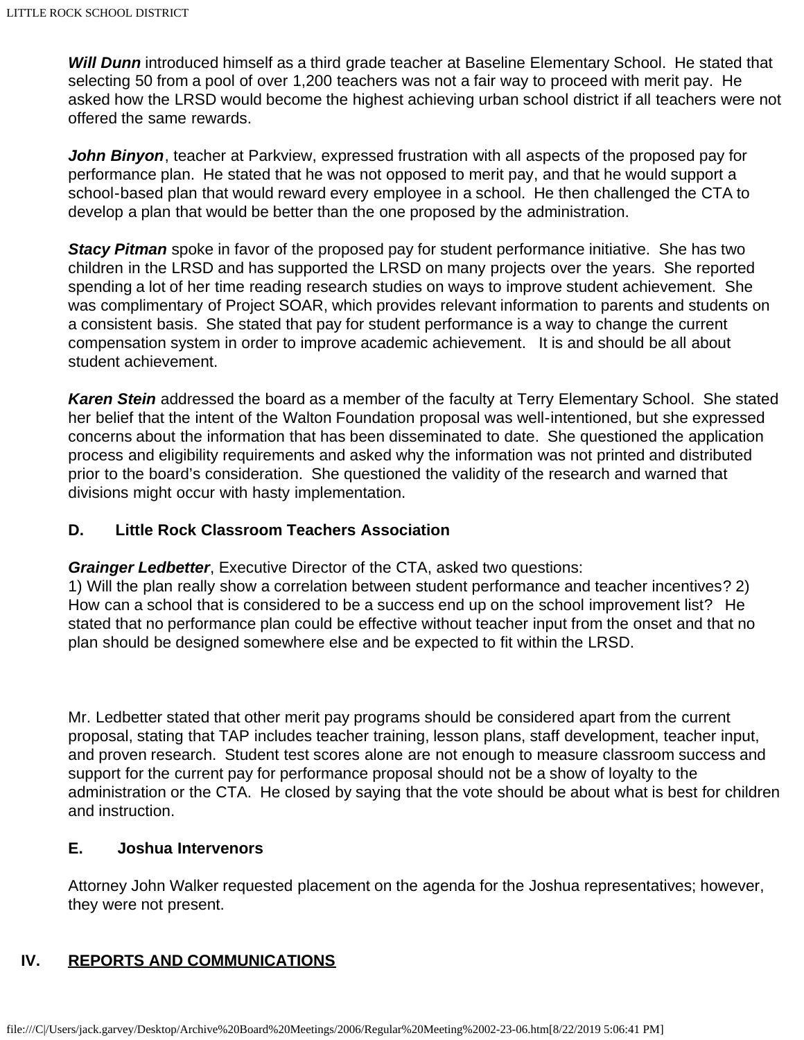***Will Dunn*** introduced himself as a third grade teacher at Baseline Elementary School. He stated that selecting 50 from a pool of over 1,200 teachers was not a fair way to proceed with merit pay. He asked how the LRSD would become the highest achieving urban school district if all teachers were not offered the same rewards.

***John Binyon***, teacher at Parkview, expressed frustration with all aspects of the proposed pay for performance plan. He stated that he was not opposed to merit pay, and that he would support a school-based plan that would reward every employee in a school. He then challenged the CTA to develop a plan that would be better than the one proposed by the administration.

***Stacy Pitman*** spoke in favor of the proposed pay for student performance initiative. She has two children in the LRSD and has supported the LRSD on many projects over the years. She reported spending a lot of her time reading research studies on ways to improve student achievement. She was complimentary of Project SOAR, which provides relevant information to parents and students on a consistent basis. She stated that pay for student performance is a way to change the current compensation system in order to improve academic achievement. It is and should be all about student achievement.

***Karen Stein*** addressed the board as a member of the faculty at Terry Elementary School. She stated her belief that the intent of the Walton Foundation proposal was well-intentioned, but she expressed concerns about the information that has been disseminated to date. She questioned the application process and eligibility requirements and asked why the information was not printed and distributed prior to the board's consideration. She questioned the validity of the research and warned that divisions might occur with hasty implementation.

**D. Little Rock Classroom Teachers Association**

***Grainger Ledbetter***, Executive Director of the CTA, asked two questions:
1) Will the plan really show a correlation between student performance and teacher incentives? 2) How can a school that is considered to be a success end up on the school improvement list? He stated that no performance plan could be effective without teacher input from the onset and that no plan should be designed somewhere else and be expected to fit within the LRSD.

Mr. Ledbetter stated that other merit pay programs should be considered apart from the current proposal, stating that TAP includes teacher training, lesson plans, staff development, teacher input, and proven research. Student test scores alone are not enough to measure classroom success and support for the current pay for performance proposal should not be a show of loyalty to the administration or the CTA. He closed by saying that the vote should be about what is best for children and instruction.

**E. Joshua Intervenors**

Attorney John Walker requested placement on the agenda for the Joshua representatives; however, they were not present.

## IV. REPORTS AND COMMUNICATIONS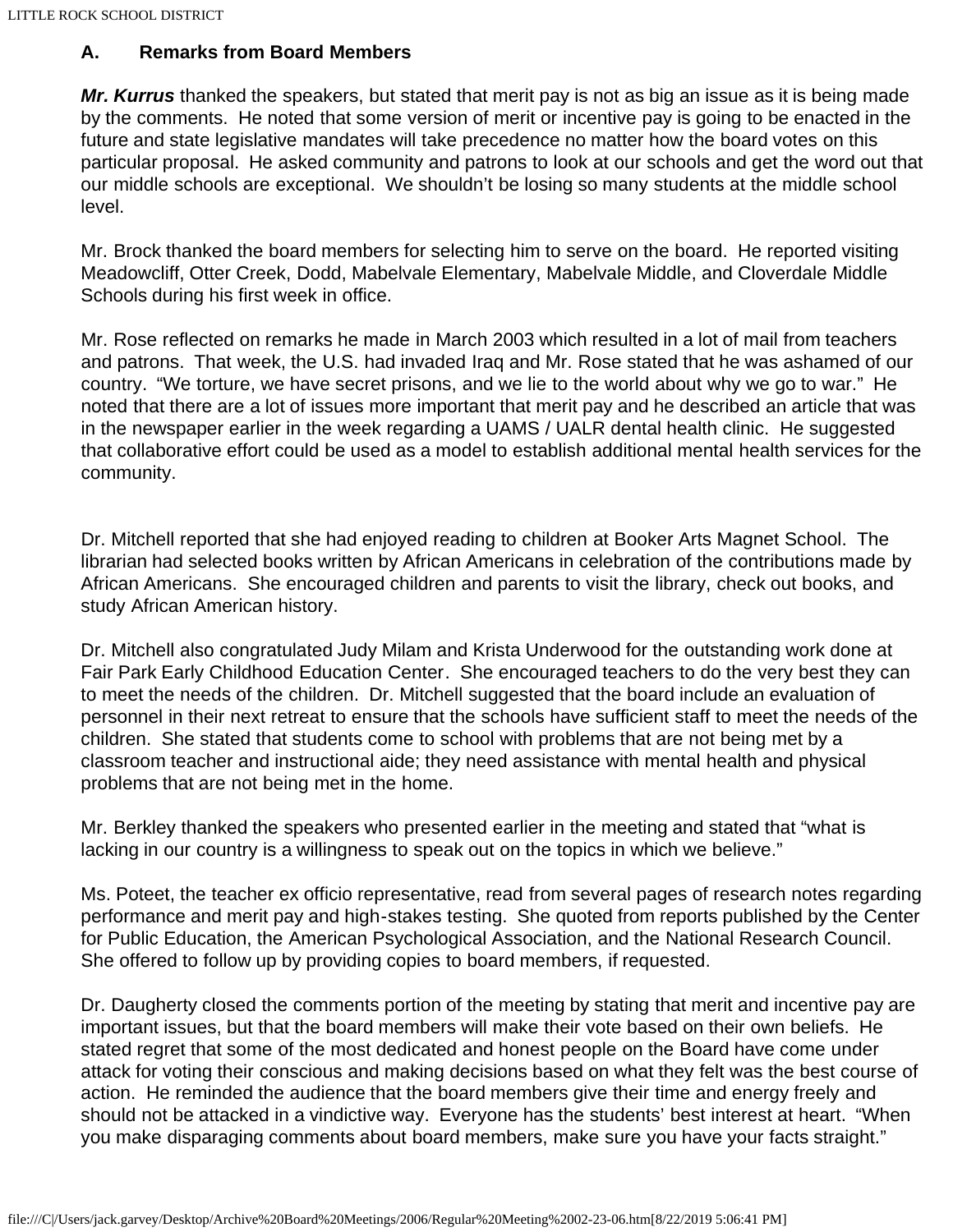### A. Remarks from Board Members

***Mr. Kurrus*** thanked the speakers, but stated that merit pay is not as big an issue as it is being made by the comments. He noted that some version of merit or incentive pay is going to be enacted in the future and state legislative mandates will take precedence no matter how the board votes on this particular proposal. He asked community and patrons to look at our schools and get the word out that our middle schools are exceptional. We shouldn't be losing so many students at the middle school level.

Mr. Brock thanked the board members for selecting him to serve on the board. He reported visiting Meadowcliff, Otter Creek, Dodd, Mabelvale Elementary, Mabelvale Middle, and Cloverdale Middle Schools during his first week in office.

Mr. Rose reflected on remarks he made in March 2003 which resulted in a lot of mail from teachers and patrons. That week, the U.S. had invaded Iraq and Mr. Rose stated that he was ashamed of our country. "We torture, we have secret prisons, and we lie to the world about why we go to war." He noted that there are a lot of issues more important that merit pay and he described an article that was in the newspaper earlier in the week regarding a UAMS / UALR dental health clinic. He suggested that collaborative effort could be used as a model to establish additional mental health services for the community.

Dr. Mitchell reported that she had enjoyed reading to children at Booker Arts Magnet School. The librarian had selected books written by African Americans in celebration of the contributions made by African Americans. She encouraged children and parents to visit the library, check out books, and study African American history.

Dr. Mitchell also congratulated Judy Milam and Krista Underwood for the outstanding work done at Fair Park Early Childhood Education Center. She encouraged teachers to do the very best they can to meet the needs of the children. Dr. Mitchell suggested that the board include an evaluation of personnel in their next retreat to ensure that the schools have sufficient staff to meet the needs of the children. She stated that students come to school with problems that are not being met by a classroom teacher and instructional aide; they need assistance with mental health and physical problems that are not being met in the home.

Mr. Berkley thanked the speakers who presented earlier in the meeting and stated that "what is lacking in our country is a willingness to speak out on the topics in which we believe."

Ms. Poteet, the teacher ex officio representative, read from several pages of research notes regarding performance and merit pay and high-stakes testing. She quoted from reports published by the Center for Public Education, the American Psychological Association, and the National Research Council. She offered to follow up by providing copies to board members, if requested.

Dr. Daugherty closed the comments portion of the meeting by stating that merit and incentive pay are important issues, but that the board members will make their vote based on their own beliefs. He stated regret that some of the most dedicated and honest people on the Board have come under attack for voting their conscious and making decisions based on what they felt was the best course of action. He reminded the audience that the board members give their time and energy freely and should not be attacked in a vindictive way. Everyone has the students' best interest at heart. "When you make disparaging comments about board members, make sure you have your facts straight."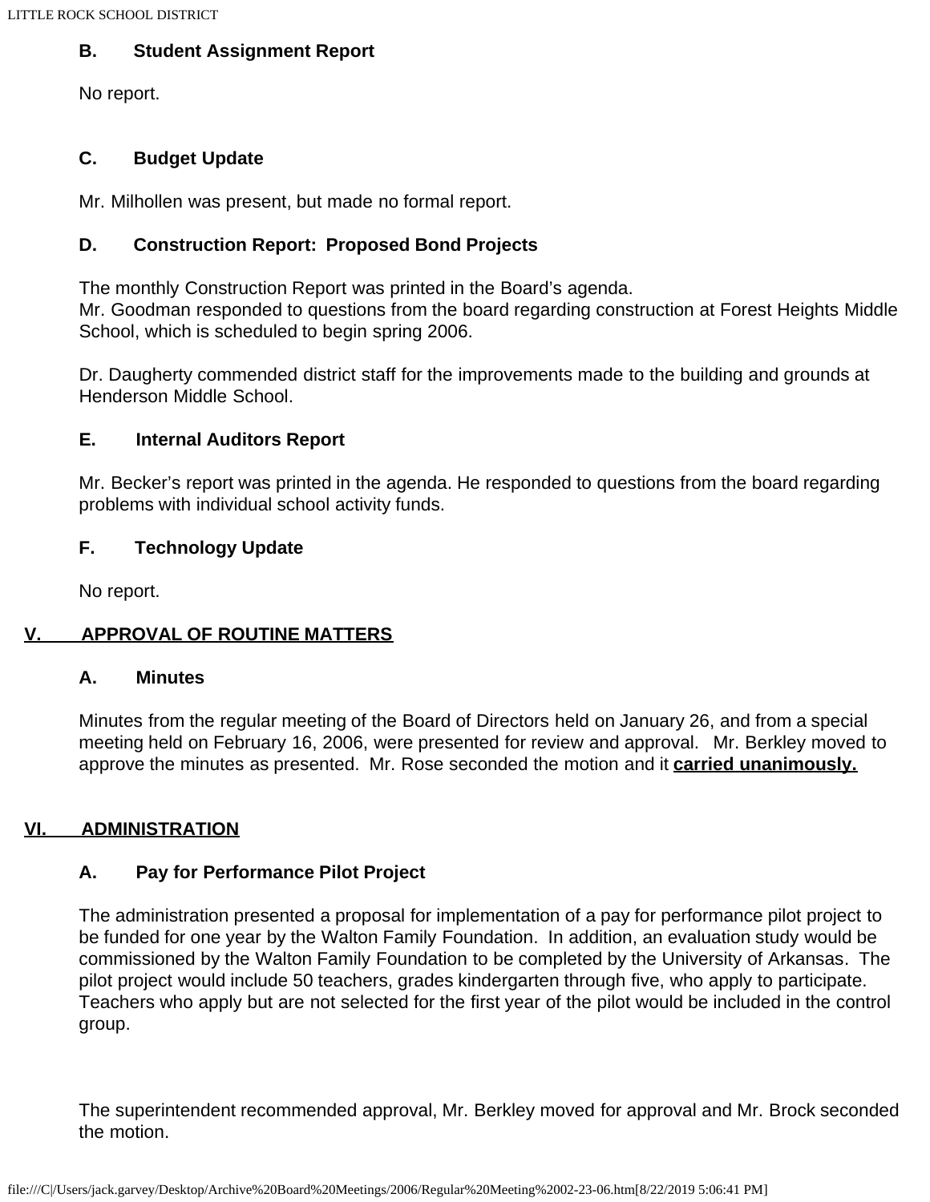### B. Student Assignment Report

No report.

### C. Budget Update

Mr. Milhollen was present, but made no formal report.

### D. Construction Report: Proposed Bond Projects

The monthly Construction Report was printed in the Board's agenda.
Mr. Goodman responded to questions from the board regarding construction at Forest Heights Middle School, which is scheduled to begin spring 2006.

Dr. Daugherty commended district staff for the improvements made to the building and grounds at Henderson Middle School.

### E. Internal Auditors Report

Mr. Becker's report was printed in the agenda. He responded to questions from the board regarding problems with individual school activity funds.

### F. Technology Update

No report.

## V. APPROVAL OF ROUTINE MATTERS

### A. Minutes

Minutes from the regular meeting of the Board of Directors held on January 26, and from a special meeting held on February 16, 2006, were presented for review and approval. Mr. Berkley moved to approve the minutes as presented. Mr. Rose seconded the motion and it **carried unanimously.**

## VI. ADMINISTRATION

### A. Pay for Performance Pilot Project

The administration presented a proposal for implementation of a pay for performance pilot project to be funded for one year by the Walton Family Foundation. In addition, an evaluation study would be commissioned by the Walton Family Foundation to be completed by the University of Arkansas. The pilot project would include 50 teachers, grades kindergarten through five, who apply to participate. Teachers who apply but are not selected for the first year of the pilot would be included in the control group.

The superintendent recommended approval, Mr. Berkley moved for approval and Mr. Brock seconded the motion.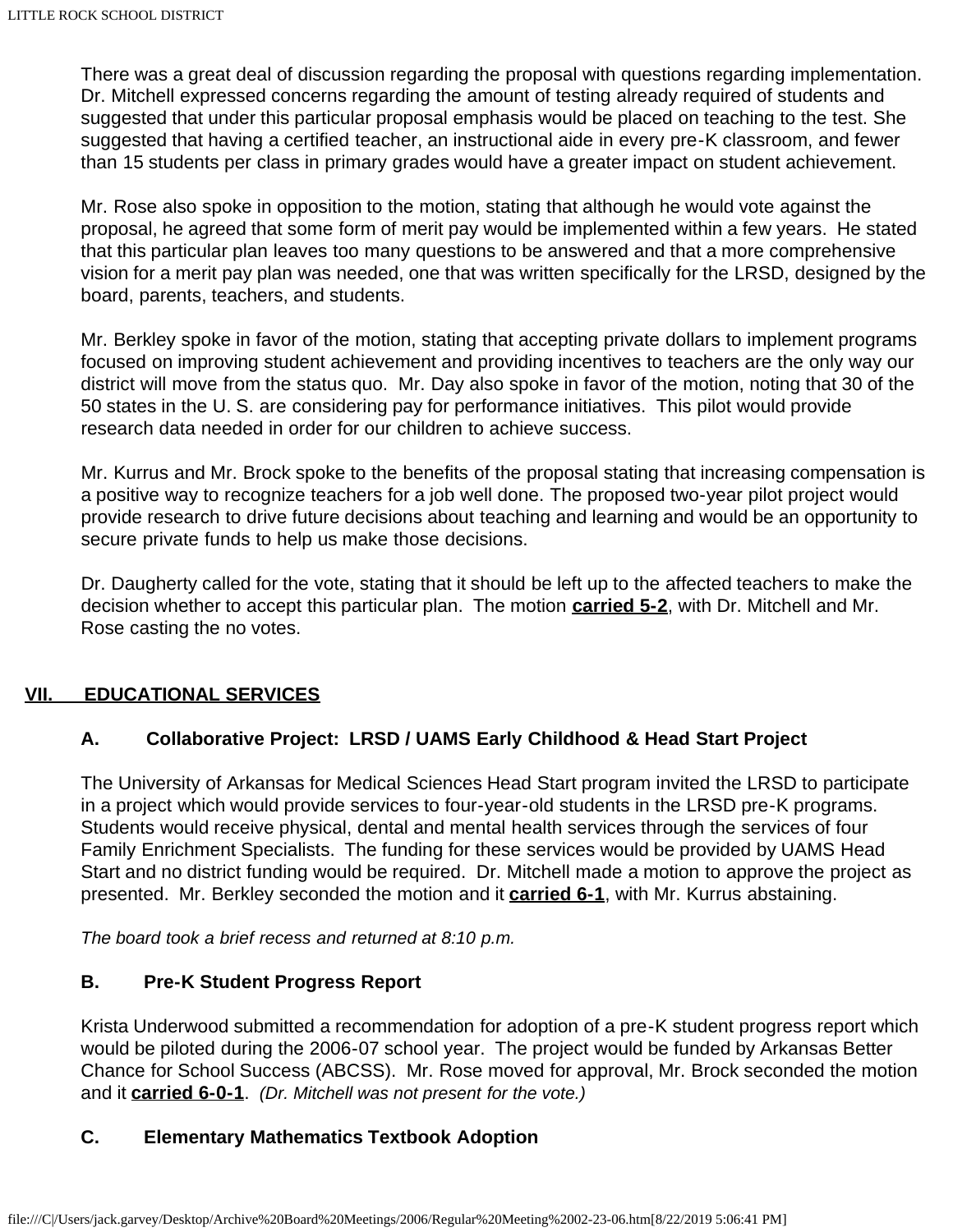There was a great deal of discussion regarding the proposal with questions regarding implementation. Dr. Mitchell expressed concerns regarding the amount of testing already required of students and suggested that under this particular proposal emphasis would be placed on teaching to the test. She suggested that having a certified teacher, an instructional aide in every pre-K classroom, and fewer than 15 students per class in primary grades would have a greater impact on student achievement.

Mr. Rose also spoke in opposition to the motion, stating that although he would vote against the proposal, he agreed that some form of merit pay would be implemented within a few years. He stated that this particular plan leaves too many questions to be answered and that a more comprehensive vision for a merit pay plan was needed, one that was written specifically for the LRSD, designed by the board, parents, teachers, and students.

Mr. Berkley spoke in favor of the motion, stating that accepting private dollars to implement programs focused on improving student achievement and providing incentives to teachers are the only way our district will move from the status quo. Mr. Day also spoke in favor of the motion, noting that 30 of the 50 states in the U. S. are considering pay for performance initiatives. This pilot would provide research data needed in order for our children to achieve success.

Mr. Kurrus and Mr. Brock spoke to the benefits of the proposal stating that increasing compensation is a positive way to recognize teachers for a job well done. The proposed two-year pilot project would provide research to drive future decisions about teaching and learning and would be an opportunity to secure private funds to help us make those decisions.

Dr. Daugherty called for the vote, stating that it should be left up to the affected teachers to make the decision whether to accept this particular plan. The motion **carried 5-2**, with Dr. Mitchell and Mr. Rose casting the no votes.

## VII. EDUCATIONAL SERVICES

### A. Collaborative Project: LRSD / UAMS Early Childhood & Head Start Project

The University of Arkansas for Medical Sciences Head Start program invited the LRSD to participate in a project which would provide services to four-year-old students in the LRSD pre-K programs. Students would receive physical, dental and mental health services through the services of four Family Enrichment Specialists. The funding for these services would be provided by UAMS Head Start and no district funding would be required. Dr. Mitchell made a motion to approve the project as presented. Mr. Berkley seconded the motion and it **carried 6-1**, with Mr. Kurrus abstaining.

*The board took a brief recess and returned at 8:10 p.m.*

### B. Pre-K Student Progress Report

Krista Underwood submitted a recommendation for adoption of a pre-K student progress report which would be piloted during the 2006-07 school year. The project would be funded by Arkansas Better Chance for School Success (ABCSS). Mr. Rose moved for approval, Mr. Brock seconded the motion and it **carried 6-0-1**. *(Dr. Mitchell was not present for the vote.)*

### C. Elementary Mathematics Textbook Adoption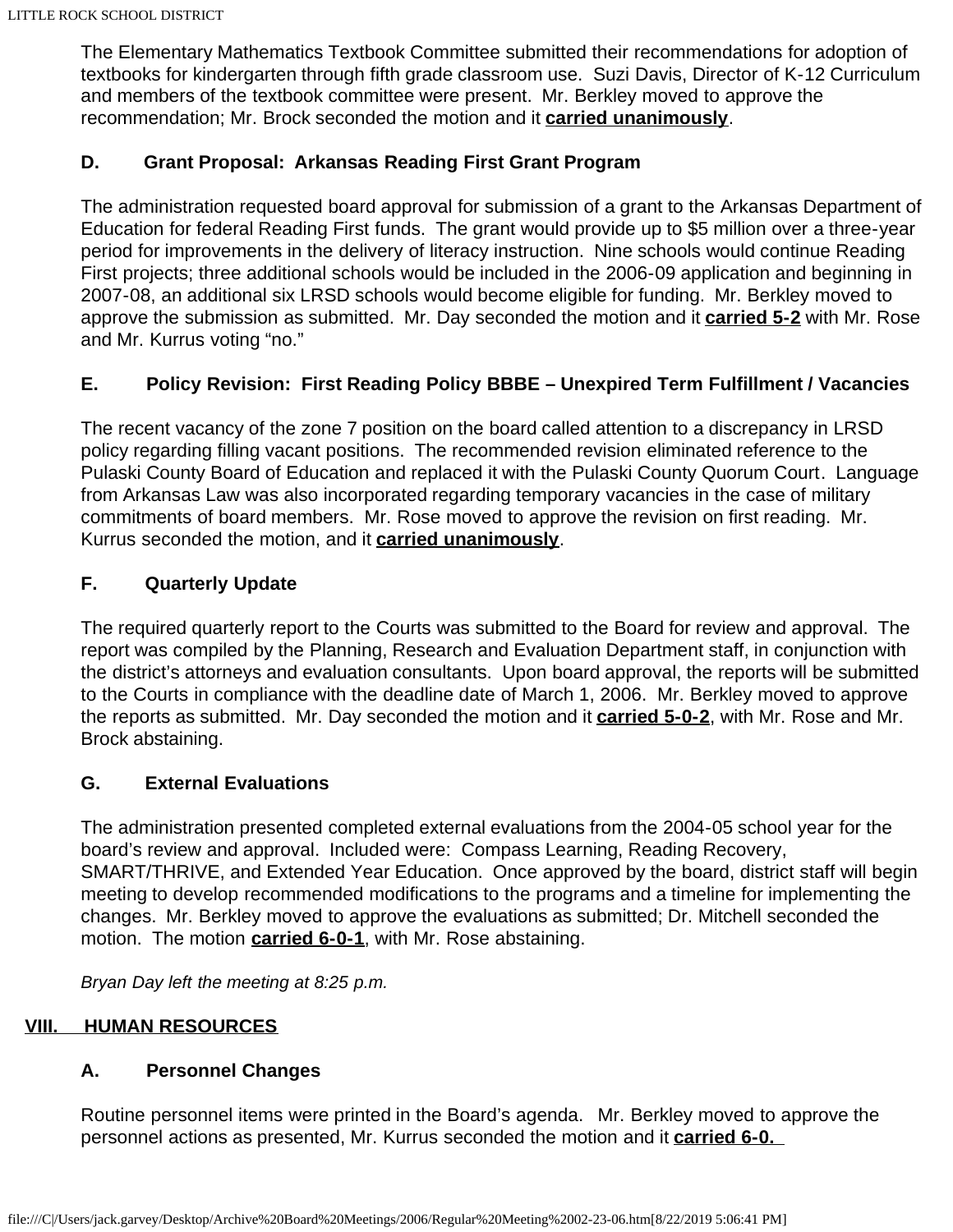The Elementary Mathematics Textbook Committee submitted their recommendations for adoption of textbooks for kindergarten through fifth grade classroom use. Suzi Davis, Director of K-12 Curriculum and members of the textbook committee were present. Mr. Berkley moved to approve the recommendation; Mr. Brock seconded the motion and it **carried unanimously**.

### D. Grant Proposal: Arkansas Reading First Grant Program

The administration requested board approval for submission of a grant to the Arkansas Department of Education for federal Reading First funds. The grant would provide up to $5 million over a three-year period for improvements in the delivery of literacy instruction. Nine schools would continue Reading First projects; three additional schools would be included in the 2006-09 application and beginning in 2007-08, an additional six LRSD schools would become eligible for funding. Mr. Berkley moved to approve the submission as submitted. Mr. Day seconded the motion and it **carried 5-2** with Mr. Rose and Mr. Kurrus voting "no."

### E. Policy Revision: First Reading Policy BBBE – Unexpired Term Fulfillment / Vacancies

The recent vacancy of the zone 7 position on the board called attention to a discrepancy in LRSD policy regarding filling vacant positions. The recommended revision eliminated reference to the Pulaski County Board of Education and replaced it with the Pulaski County Quorum Court. Language from Arkansas Law was also incorporated regarding temporary vacancies in the case of military commitments of board members. Mr. Rose moved to approve the revision on first reading. Mr. Kurrus seconded the motion, and it **carried unanimously**.

### F. Quarterly Update

The required quarterly report to the Courts was submitted to the Board for review and approval. The report was compiled by the Planning, Research and Evaluation Department staff, in conjunction with the district's attorneys and evaluation consultants. Upon board approval, the reports will be submitted to the Courts in compliance with the deadline date of March 1, 2006. Mr. Berkley moved to approve the reports as submitted. Mr. Day seconded the motion and it **carried 5-0-2**, with Mr. Rose and Mr. Brock abstaining.

### G. External Evaluations

The administration presented completed external evaluations from the 2004-05 school year for the board's review and approval. Included were: Compass Learning, Reading Recovery, SMART/THRIVE, and Extended Year Education. Once approved by the board, district staff will begin meeting to develop recommended modifications to the programs and a timeline for implementing the changes. Mr. Berkley moved to approve the evaluations as submitted; Dr. Mitchell seconded the motion. The motion **carried 6-0-1**, with Mr. Rose abstaining.

*Bryan Day left the meeting at 8:25 p.m.*

## VIII. HUMAN RESOURCES

### A. Personnel Changes

Routine personnel items were printed in the Board's agenda. Mr. Berkley moved to approve the personnel actions as presented, Mr. Kurrus seconded the motion and it **carried 6-0.**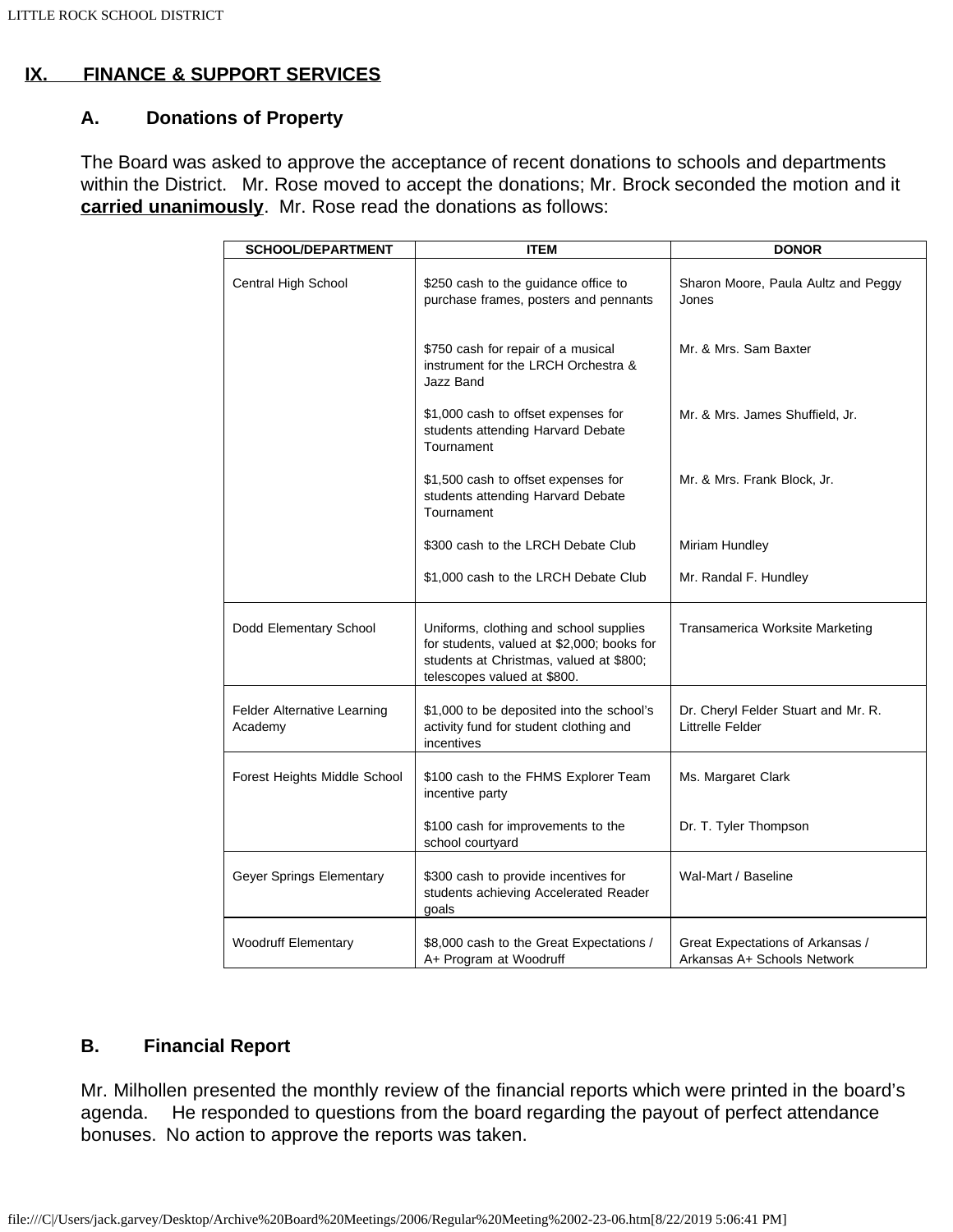## IX. FINANCE & SUPPORT SERVICES

### A. Donations of Property

The Board was asked to approve the acceptance of recent donations to schools and departments within the District. Mr. Rose moved to accept the donations; Mr. Brock seconded the motion and it **carried unanimously**. Mr. Rose read the donations as follows:

| SCHOOL/DEPARTMENT | ITEM | DONOR |
|---|---|---|
| Central High School | $250 cash to the guidance office to purchase frames, posters and pennants | Sharon Moore, Paula Aultz and Peggy Jones |
| | $750 cash for repair of a musical instrument for the LRCH Orchestra & Jazz Band | Mr. & Mrs. Sam Baxter |
| | $1,000 cash to offset expenses for students attending Harvard Debate Tournament | Mr. & Mrs. James Shuffield, Jr. |
| | $1,500 cash to offset expenses for students attending Harvard Debate Tournament | Mr. & Mrs. Frank Block, Jr. |
| | $300 cash to the LRCH Debate Club | Miriam Hundley |
| | $1,000 cash to the LRCH Debate Club | Mr. Randal F. Hundley |
| Dodd Elementary School | Uniforms, clothing and school supplies for students, valued at $2,000; books for students at Christmas, valued at $800; telescopes valued at $800. | Transamerica Worksite Marketing |
| Felder Alternative Learning Academy | $1,000 to be deposited into the school's activity fund for student clothing and incentives | Dr. Cheryl Felder Stuart and Mr. R. Littrelle Felder |
| Forest Heights Middle School | $100 cash to the FHMS Explorer Team incentive party | Ms. Margaret Clark |
| | $100 cash for improvements to the school courtyard | Dr. T. Tyler Thompson |
| Geyer Springs Elementary | $300 cash to provide incentives for students achieving Accelerated Reader goals | Wal-Mart / Baseline |
| Woodruff Elementary | $8,000 cash to the Great Expectations / A+ Program at Woodruff | Great Expectations of Arkansas / Arkansas A+ Schools Network |

### B. Financial Report

Mr. Milhollen presented the monthly review of the financial reports which were printed in the board's agenda. He responded to questions from the board regarding the payout of perfect attendance bonuses. No action to approve the reports was taken.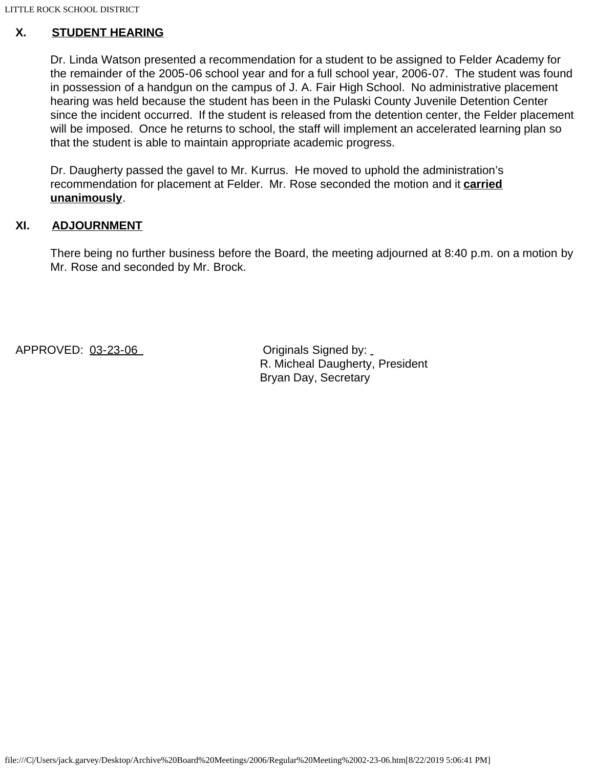## X. STUDENT HEARING

Dr. Linda Watson presented a recommendation for a student to be assigned to Felder Academy for the remainder of the 2005-06 school year and for a full school year, 2006-07. The student was found in possession of a handgun on the campus of J. A. Fair High School. No administrative placement hearing was held because the student has been in the Pulaski County Juvenile Detention Center since the incident occurred. If the student is released from the detention center, the Felder placement will be imposed. Once he returns to school, the staff will implement an accelerated learning plan so that the student is able to maintain appropriate academic progress.

Dr. Daugherty passed the gavel to Mr. Kurrus. He moved to uphold the administration's recommendation for placement at Felder. Mr. Rose seconded the motion and it **carried unanimously**.

## XI. ADJOURNMENT

There being no further business before the Board, the meeting adjourned at 8:40 p.m. on a motion by Mr. Rose and seconded by Mr. Brock.

APPROVED: 03-23-06

Originals Signed by:
R. Micheal Daugherty, President
Bryan Day, Secretary